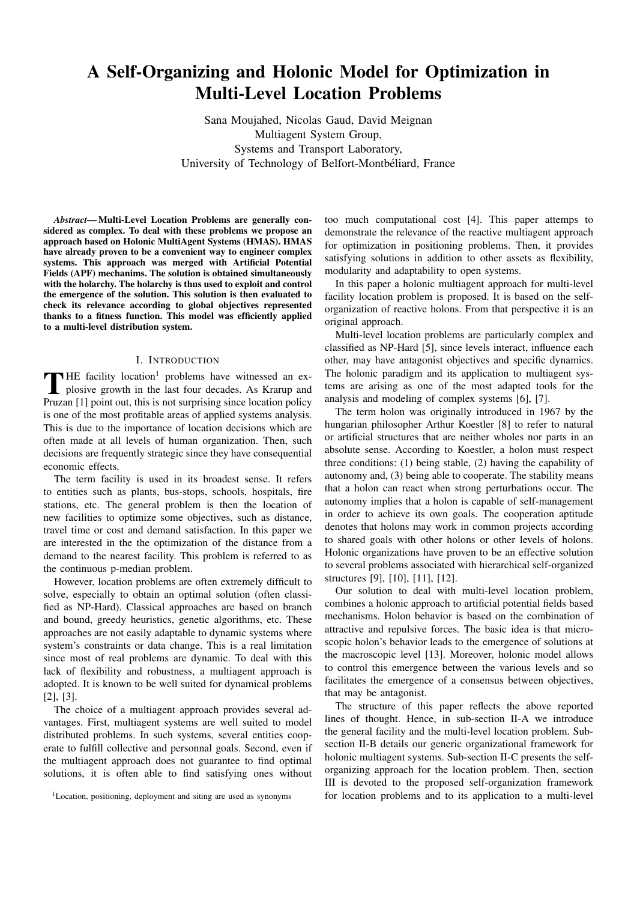# A Self-Organizing and Holonic Model for Optimization in Multi-Level Location Problems

Sana Moujahed, Nicolas Gaud, David Meignan
Multiagent System Group,
Systems and Transport Laboratory,
University of Technology of Belfort-Montbéliard, France

***Abstract*— Multi-Level Location Problems are generally considered as complex. To deal with these problems we propose an approach based on Holonic MultiAgent Systems (HMAS). HMAS have already proven to be a convenient way to engineer complex systems. This approach was merged with Artificial Potential Fields (APF) mechanims. The solution is obtained simultaneously with the holarchy. The holarchy is thus used to exploit and control the emergence of the solution. This solution is then evaluated to check its relevance according to global objectives represented thanks to a fitness function. This model was efficiently applied to a multi-level distribution system.**

## I. Introduction

The facility location[1] problems have witnessed an explosive growth in the last four decades. As Krarup and Pruzan [1] point out, this is not surprising since location policy is one of the most profitable areas of applied systems analysis. This is due to the importance of location decisions which are often made at all levels of human organization. Then, such decisions are frequently strategic since they have consequential economic effects.

The term facility is used in its broadest sense. It refers to entities such as plants, bus-stops, schools, hospitals, fire stations, etc. The general problem is then the location of new facilities to optimize some objectives, such as distance, travel time or cost and demand satisfaction. In this paper we are interested in the optimization of the distance from a demand to the nearest facility. This problem is referred to as the continuous p-median problem.

However, location problems are often extremely difficult to solve, especially to obtain an optimal solution (often classified as NP-Hard). Classical approaches are based on branch and bound, greedy heuristics, genetic algorithms, etc. These approaches are not easily adaptable to dynamic systems where system's constraints or data change. This is a real limitation since most of real problems are dynamic. To deal with this lack of flexibility and robustness, a multiagent approach is adopted. It is known to be well suited for dynamical problems [2], [3].

The choice of a multiagent approach provides several advantages. First, multiagent systems are well suited to model distributed problems. In such systems, several entities cooperate to fulfill collective and personnal goals. Second, even if the multiagent approach does not guarantee to find optimal solutions, it is often able to find satisfying ones without too much computational cost [4]. This paper attemps to demonstrate the relevance of the reactive multiagent approach for optimization in positioning problems. Then, it provides satisfying solutions in addition to other assets as flexibility, modularity and adaptability to open systems.

In this paper a holonic multiagent approach for multi-level facility location problem is proposed. It is based on the self-organization of reactive holons. From that perspective it is an original approach.

Multi-level location problems are particularly complex and classified as NP-Hard [5], since levels interact, influence each other, may have antagonist objectives and specific dynamics. The holonic paradigm and its application to multiagent systems are arising as one of the most adapted tools for the analysis and modeling of complex systems [6], [7].

The term holon was originally introduced in 1967 by the hungarian philosopher Arthur Koestler [8] to refer to natural or artificial structures that are neither wholes nor parts in an absolute sense. According to Koestler, a holon must respect three conditions: (1) being stable, (2) having the capability of autonomy and, (3) being able to cooperate. The stability means that a holon can react when strong perturbations occur. The autonomy implies that a holon is capable of self-management in order to achieve its own goals. The cooperation aptitude denotes that holons may work in common projects according to shared goals with other holons or other levels of holons. Holonic organizations have proven to be an effective solution to several problems associated with hierarchical self-organized structures [9], [10], [11], [12].

Our solution to deal with multi-level location problem, combines a holonic approach to artificial potential fields based mechanisms. Holon behavior is based on the combination of attractive and repulsive forces. The basic idea is that microscopic holon's behavior leads to the emergence of solutions at the macroscopic level [13]. Moreover, holonic model allows to control this emergence between the various levels and so facilitates the emergence of a consensus between objectives, that may be antagonist.

The structure of this paper reflects the above reported lines of thought. Hence, in sub-section II-A we introduce the general facility and the multi-level location problem. Sub-section II-B details our generic organizational framework for holonic multiagent systems. Sub-section II-C presents the self-organizing approach for the location problem. Then, section III is devoted to the proposed self-organization framework for location problems and to its application to a multi-level

[1] Location, positioning, deployment and siting are used as synonyms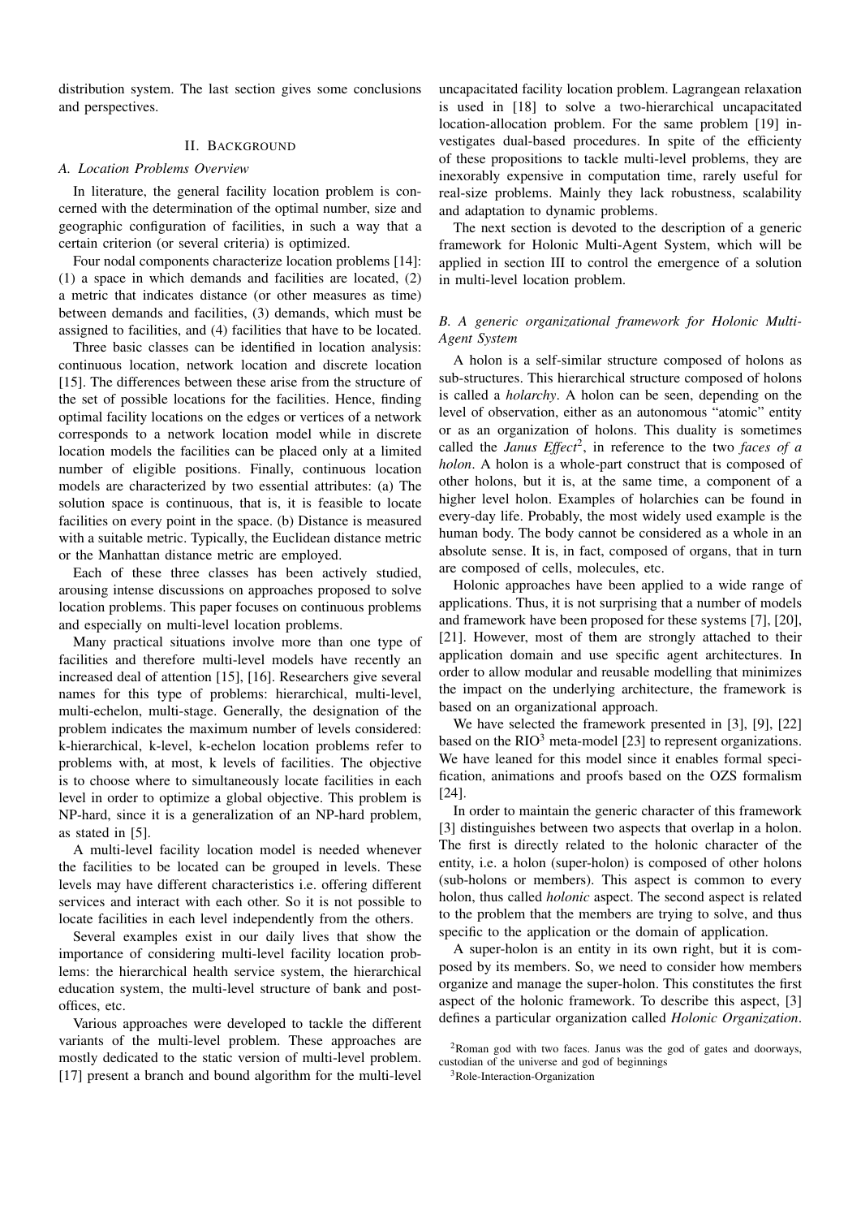distribution system. The last section gives some conclusions and perspectives.

## II. Background

### A. Location Problems Overview

In literature, the general facility location problem is concerned with the determination of the optimal number, size and geographic configuration of facilities, in such a way that a certain criterion (or several criteria) is optimized.

Four nodal components characterize location problems [14]: (1) a space in which demands and facilities are located, (2) a metric that indicates distance (or other measures as time) between demands and facilities, (3) demands, which must be assigned to facilities, and (4) facilities that have to be located.

Three basic classes can be identified in location analysis: continuous location, network location and discrete location [15]. The differences between these arise from the structure of the set of possible locations for the facilities. Hence, finding optimal facility locations on the edges or vertices of a network corresponds to a network location model while in discrete location models the facilities can be placed only at a limited number of eligible positions. Finally, continuous location models are characterized by two essential attributes: (a) The solution space is continuous, that is, it is feasible to locate facilities on every point in the space. (b) Distance is measured with a suitable metric. Typically, the Euclidean distance metric or the Manhattan distance metric are employed.

Each of these three classes has been actively studied, arousing intense discussions on approaches proposed to solve location problems. This paper focuses on continuous problems and especially on multi-level location problems.

Many practical situations involve more than one type of facilities and therefore multi-level models have recently an increased deal of attention [15], [16]. Researchers give several names for this type of problems: hierarchical, multi-level, multi-echelon, multi-stage. Generally, the designation of the problem indicates the maximum number of levels considered: k-hierarchical, k-level, k-echelon location problems refer to problems with, at most, k levels of facilities. The objective is to choose where to simultaneously locate facilities in each level in order to optimize a global objective. This problem is NP-hard, since it is a generalization of an NP-hard problem, as stated in [5].

A multi-level facility location model is needed whenever the facilities to be located can be grouped in levels. These levels may have different characteristics i.e. offering different services and interact with each other. So it is not possible to locate facilities in each level independently from the others.

Several examples exist in our daily lives that show the importance of considering multi-level facility location problems: the hierarchical health service system, the hierarchical education system, the multi-level structure of bank and post-offices, etc.

Various approaches were developed to tackle the different variants of the multi-level problem. These approaches are mostly dedicated to the static version of multi-level problem. [17] present a branch and bound algorithm for the multi-level uncapacitated facility location problem. Lagrangean relaxation is used in [18] to solve a two-hierarchical uncapacitated location-allocation problem. For the same problem [19] investigates dual-based procedures. In spite of the efficiency of these propositions to tackle multi-level problems, they are inexorably expensive in computation time, rarely useful for real-size problems. Mainly they lack robustness, scalability and adaptation to dynamic problems.

The next section is devoted to the description of a generic framework for Holonic Multi-Agent System, which will be applied in section III to control the emergence of a solution in multi-level location problem.

### B. A generic organizational framework for Holonic Multi-Agent System

A holon is a self-similar structure composed of holons as sub-structures. This hierarchical structure composed of holons is called a *holarchy*. A holon can be seen, depending on the level of observation, either as an autonomous "atomic" entity or as an organization of holons. This duality is sometimes called the *Janus Effect*[2], in reference to the two *faces of a holon*. A holon is a whole-part construct that is composed of other holons, but it is, at the same time, a component of a higher level holon. Examples of holarchies can be found in every-day life. Probably, the most widely used example is the human body. The body cannot be considered as a whole in an absolute sense. It is, in fact, composed of organs, that in turn are composed of cells, molecules, etc.

Holonic approaches have been applied to a wide range of applications. Thus, it is not surprising that a number of models and framework have been proposed for these systems [7], [20], [21]. However, most of them are strongly attached to their application domain and use specific agent architectures. In order to allow modular and reusable modelling that minimizes the impact on the underlying architecture, the framework is based on an organizational approach.

We have selected the framework presented in [3], [9], [22] based on the RIO[3] meta-model [23] to represent organizations. We have leaned for this model since it enables formal specification, animations and proofs based on the OZS formalism [24].

In order to maintain the generic character of this framework [3] distinguishes between two aspects that overlap in a holon. The first is directly related to the holonic character of the entity, i.e. a holon (super-holon) is composed of other holons (sub-holons or members). This aspect is common to every holon, thus called *holonic* aspect. The second aspect is related to the problem that the members are trying to solve, and thus specific to the application or the domain of application.

A super-holon is an entity in its own right, but it is composed by its members. So, we need to consider how members organize and manage the super-holon. This constitutes the first aspect of the holonic framework. To describe this aspect, [3] defines a particular organization called *Holonic Organization*.

[2] Roman god with two faces. Janus was the god of gates and doorways, custodian of the universe and god of beginnings

[3] Role-Interaction-Organization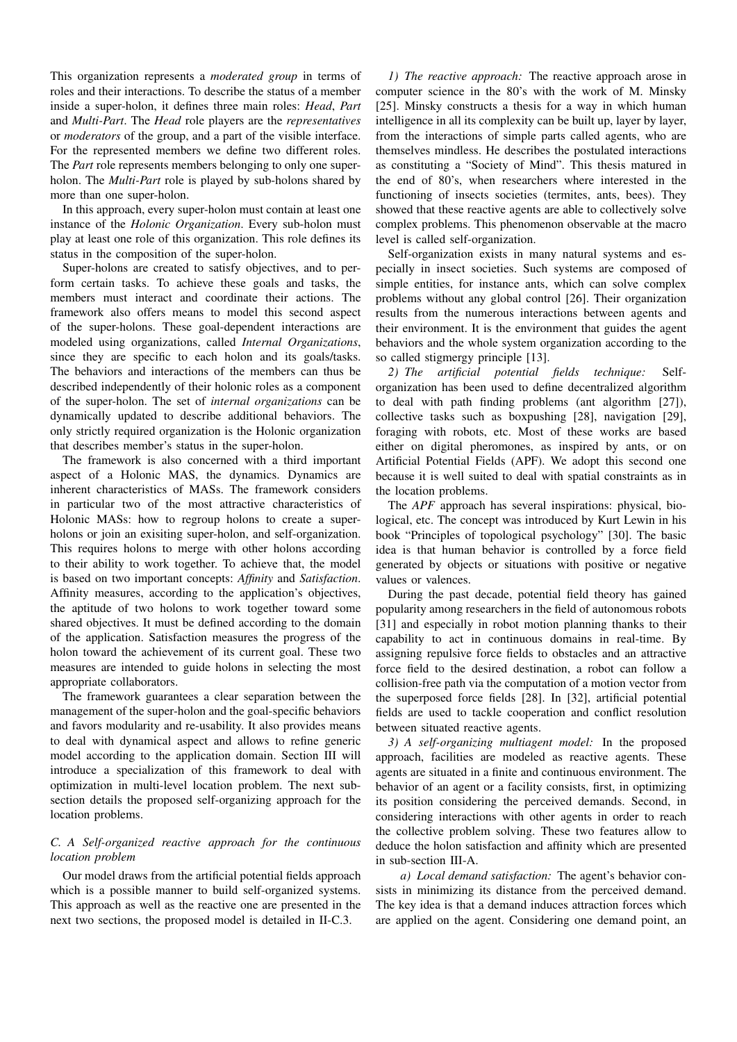This organization represents a *moderated group* in terms of roles and their interactions. To describe the status of a member inside a super-holon, it defines three main roles: *Head*, *Part* and *Multi-Part*. The *Head* role players are the *representatives* or *moderators* of the group, and a part of the visible interface. For the represented members we define two different roles. The *Part* role represents members belonging to only one super-holon. The *Multi-Part* role is played by sub-holons shared by more than one super-holon.

In this approach, every super-holon must contain at least one instance of the *Holonic Organization*. Every sub-holon must play at least one role of this organization. This role defines its status in the composition of the super-holon.

Super-holons are created to satisfy objectives, and to perform certain tasks. To achieve these goals and tasks, the members must interact and coordinate their actions. The framework also offers means to model this second aspect of the super-holons. These goal-dependent interactions are modeled using organizations, called *Internal Organizations*, since they are specific to each holon and its goals/tasks. The behaviors and interactions of the members can thus be described independently of their holonic roles as a component of the super-holon. The set of *internal organizations* can be dynamically updated to describe additional behaviors. The only strictly required organization is the Holonic organization that describes member's status in the super-holon.

The framework is also concerned with a third important aspect of a Holonic MAS, the dynamics. Dynamics are inherent characteristics of MASs. The framework considers in particular two of the most attractive characteristics of Holonic MASs: how to regroup holons to create a super-holons or join an exisiting super-holon, and self-organization. This requires holons to merge with other holons according to their ability to work together. To achieve that, the model is based on two important concepts: *Affinity* and *Satisfaction*. Affinity measures, according to the application's objectives, the aptitude of two holons to work together toward some shared objectives. It must be defined according to the domain of the application. Satisfaction measures the progress of the holon toward the achievement of its current goal. These two measures are intended to guide holons in selecting the most appropriate collaborators.

The framework guarantees a clear separation between the management of the super-holon and the goal-specific behaviors and favors modularity and re-usability. It also provides means to deal with dynamical aspect and allows to refine generic model according to the application domain. Section III will introduce a specialization of this framework to deal with optimization in multi-level location problem. The next subsection details the proposed self-organizing approach for the location problems.

### C. A Self-organized reactive approach for the continuous location problem

Our model draws from the artificial potential fields approach which is a possible manner to build self-organized systems. This approach as well as the reactive one are presented in the next two sections, the proposed model is detailed in II-C.3.

*1) The reactive approach:* The reactive approach arose in computer science in the 80's with the work of M. Minsky [25]. Minsky constructs a thesis for a way in which human intelligence in all its complexity can be built up, layer by layer, from the interactions of simple parts called agents, who are themselves mindless. He describes the postulated interactions as constituting a "Society of Mind". This thesis matured in the end of 80's, when researchers where interested in the functioning of insects societies (termites, ants, bees). They showed that these reactive agents are able to collectively solve complex problems. This phenomenon observable at the macro level is called self-organization.

Self-organization exists in many natural systems and especially in insect societies. Such systems are composed of simple entities, for instance ants, which can solve complex problems without any global control [26]. Their organization results from the numerous interactions between agents and their environment. It is the environment that guides the agent behaviors and the whole system organization according to the so called stigmergy principle [13].

*2) The artificial potential fields technique:* Self-organization has been used to define decentralized algorithm to deal with path finding problems (ant algorithm [27]), collective tasks such as boxpushing [28], navigation [29], foraging with robots, etc. Most of these works are based either on digital pheromones, as inspired by ants, or on Artificial Potential Fields (APF). We adopt this second one because it is well suited to deal with spatial constraints as in the location problems.

The *APF* approach has several inspirations: physical, biological, etc. The concept was introduced by Kurt Lewin in his book "Principles of topological psychology" [30]. The basic idea is that human behavior is controlled by a force field generated by objects or situations with positive or negative values or valences.

During the past decade, potential field theory has gained popularity among researchers in the field of autonomous robots [31] and especially in robot motion planning thanks to their capability to act in continuous domains in real-time. By assigning repulsive force fields to obstacles and an attractive force field to the desired destination, a robot can follow a collision-free path via the computation of a motion vector from the superposed force fields [28]. In [32], artificial potential fields are used to tackle cooperation and conflict resolution between situated reactive agents.

*3) A self-organizing multiagent model:* In the proposed approach, facilities are modeled as reactive agents. These agents are situated in a finite and continuous environment. The behavior of an agent or a facility consists, first, in optimizing its position considering the perceived demands. Second, in considering interactions with other agents in order to reach the collective problem solving. These two features allow to deduce the holon satisfaction and affinity which are presented in sub-section III-A.

*a) Local demand satisfaction:* The agent's behavior consists in minimizing its distance from the perceived demand. The key idea is that a demand induces attraction forces which are applied on the agent. Considering one demand point, an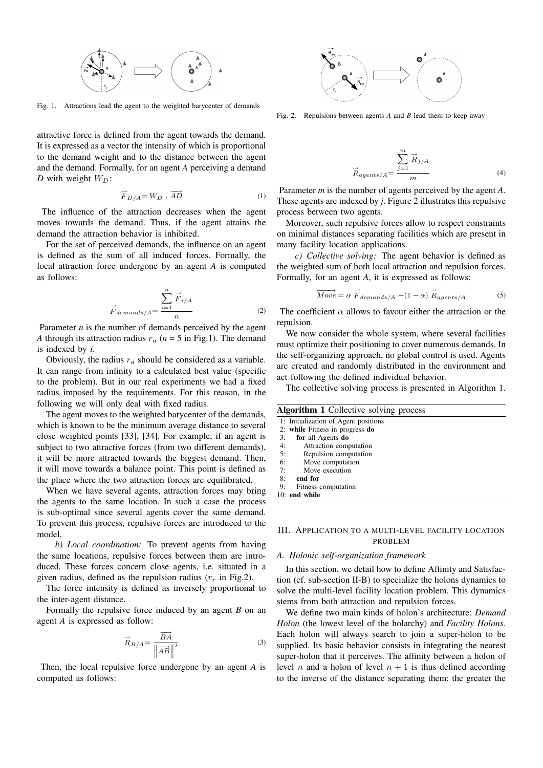Fig. 1. Attractions lead the agent to the weighted barycenter of demands

Fig. 2. Repulsions between agents *A* and *B* lead them to keep away

attractive force is defined from the agent towards the demand. It is expressed as a vector the intensity of which is proportional to the demand weight and to the distance between the agent and the demand. Formally, for an agent *A* perceiving a demand *D* with weight $W_D$:

$$\vec{F}_{D/A} = W_D \ . \ \overrightarrow{AD} \tag{1}$$

The influence of the attraction decreases when the agent moves towards the demand. Thus, if the agent attains the demand the attraction behavior is inhibited.

For the set of perceived demands, the influence on an agent is defined as the sum of all induced forces. Formally, the local attraction force undergone by an agent *A* is computed as follows:

$$\vec{F}_{demands/A} = \frac{\sum_{i=1}^{n} \vec{F}_{i/A}}{n} \tag{2}$$

Parameter *n* is the number of demands perceived by the agent *A* through its attraction radius $r_a$ (*n* = 5 in Fig.1). The demand is indexed by *i*.

Obviously, the radius $r_a$ should be considered as a variable. It can range from infinity to a calculated best value (specific to the problem). But in our real experiments we had a fixed radius imposed by the requirements. For this reason, in the following we will only deal with fixed radius.

The agent moves to the weighted barycenter of the demands, which is known to be the minimum average distance to several close weighted points [33], [34]. For example, if an agent is subject to two attractive forces (from two different demands), it will be more attracted towards the biggest demand. Then, it will move towards a balance point. This point is defined as the place where the two attraction forces are equilibrated.

When we have several agents, attraction forces may bring the agents to the same location. In such a case the process is sub-optimal since several agents cover the same demand. To prevent this process, repulsive forces are introduced to the model.

*b) Local coordination:* To prevent agents from having the same locations, repulsive forces between them are introduced. These forces concern close agents, i.e. situated in a given radius, defined as the repulsion radius ($r_r$ in Fig.2).

The force intensity is defined as inversely proportional to the inter-agent distance.

Formally the repulsive force induced by an agent *B* on an agent *A* is expressed as follow:

$$\vec{R}_{B/A} = \frac{\overrightarrow{BA}}{\left\|\overrightarrow{AB}\right\|^2} \tag{3}$$

Then, the local repulsive force undergone by an agent *A* is computed as follows:

$$\vec{R}_{agents/A} = \frac{\sum_{j=1}^{m} \vec{R}_{j/A}}{m} \tag{4}$$

Parameter *m* is the number of agents perceived by the agent *A*. These agents are indexed by *j*. Figure 2 illustrates this repulsive process between two agents.

Moreover, such repulsive forces allow to respect constraints on minimal distances separating facilities which are present in many facility location applications.

*c) Collective solving:* The agent behavior is defined as the weighted sum of both local attraction and repulsion forces. Formally, for an agent *A*, it is expressed as follows:

$$\overrightarrow{Move} = \alpha \ \vec{F}_{demands/A} + (1-\alpha) \ \vec{R}_{agents/A} \tag{5}$$

The coefficient $\alpha$ allows to favour either the attraction or the repulsion.

We now consider the whole system, where several facilities must optimize their positioning to cover numerous demands. In the self-organizing approach, no global control is used. Agents are created and randomly distributed in the environment and act following the defined individual behavior.

The collective solving process is presented in Algorithm 1.

**Algorithm 1** Collective solving process

```
1: Initialization of Agent positions
2: while Fitness in progress do
3:    for all Agents do
4:       Attraction computation
5:       Repulsion computation
6:       Move computation
7:       Move execution
8:    end for
9:    Fitness computation
10: end while
```

## III. Application to a multi-level facility location problem

### A. Holonic self-organization framework

In this section, we detail how to define Affinity and Satisfaction (cf. sub-section II-B) to specialize the holons dynamics to solve the multi-level facility location problem. This dynamics stems from both attraction and repulsion forces.

We define two main kinds of holon's architecture: *Demand Holon* (the lowest level of the holarchy) and *Facility Holons*. Each holon will always search to join a super-holon to be supplied. Its basic behavior consists in integrating the nearest super-holon that it perceives. The affinity between a holon of level $n$ and a holon of level $n+1$ is thus defined according to the inverse of the distance separating them: the greater the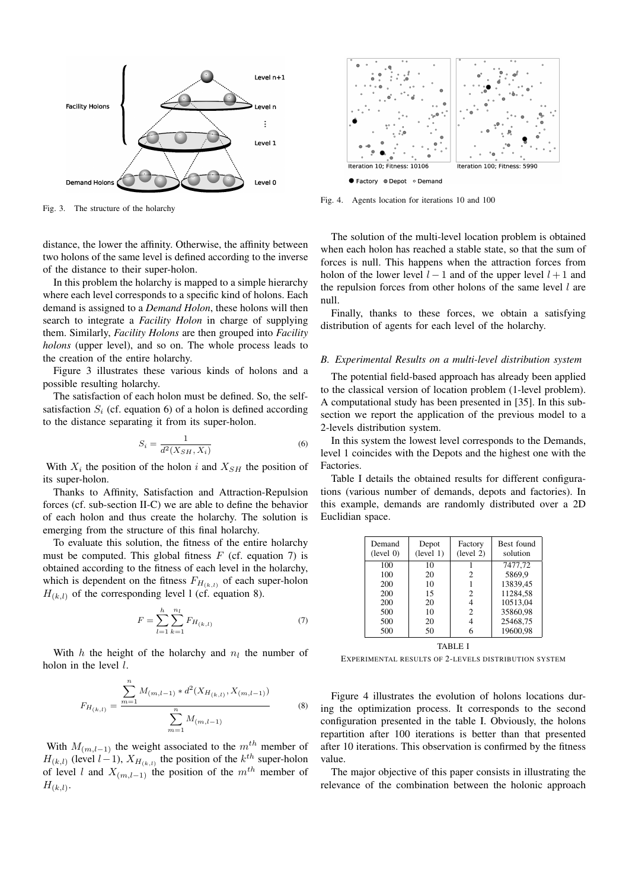Fig. 3. The structure of the holarchy

Fig. 4. Agents location for iterations 10 and 100

distance, the lower the affinity. Otherwise, the affinity between two holons of the same level is defined according to the inverse of the distance to their super-holon.

In this problem the holarchy is mapped to a simple hierarchy where each level corresponds to a specific kind of holons. Each demand is assigned to a *Demand Holon*, these holons will then search to integrate a *Facility Holon* in charge of supplying them. Similarly, *Facility Holons* are then grouped into *Facility holons* (upper level), and so on. The whole process leads to the creation of the entire holarchy.

Figure 3 illustrates these various kinds of holons and a possible resulting holarchy.

The satisfaction of each holon must be defined. So, the self-satisfaction $S_i$ (cf. equation 6) of a holon is defined according to the distance separating it from its super-holon.

$$S_i = \frac{1}{d^2(X_{SH}, X_i)} \tag{6}$$

With $X_i$ the position of the holon $i$ and $X_{SH}$ the position of its super-holon.

Thanks to Affinity, Satisfaction and Attraction-Repulsion forces (cf. sub-section II-C) we are able to define the behavior of each holon and thus create the holarchy. The solution is emerging from the structure of this final holarchy.

To evaluate this solution, the fitness of the entire holarchy must be computed. This global fitness $F$ (cf. equation 7) is obtained according to the fitness of each level in the holarchy, which is dependent on the fitness $F_{H_{(k,l)}}$ of each super-holon $H_{(k,l)}$ of the corresponding level l (cf. equation 8).

$$F = \sum_{l=1}^{h} \sum_{k=1}^{n_l} F_{H_{(k,l)}} \tag{7}$$

With $h$ the height of the holarchy and $n_l$ the number of holon in the level $l$.

$$F_{H_{(k,l)}} = \frac{\sum_{m=1}^{n} M_{(m,l-1)} * d^2(X_{H_{(k,l)}}, X_{(m,l-1)})}{\sum_{m=1}^{n} M_{(m,l-1)}} \tag{8}$$

With $M_{(m,l-1)}$ the weight associated to the $m^{th}$ member of $H_{(k,l)}$ (level $l-1$), $X_{H_{(k,l)}}$ the position of the $k^{th}$ super-holon of level $l$ and $X_{(m,l-1)}$ the position of the $m^{th}$ member of $H_{(k,l)}$.

The solution of the multi-level location problem is obtained when each holon has reached a stable state, so that the sum of forces is null. This happens when the attraction forces from holon of the lower level $l-1$ and of the upper level $l+1$ and the repulsion forces from other holons of the same level $l$ are null.

Finally, thanks to these forces, we obtain a satisfying distribution of agents for each level of the holarchy.

### B. Experimental Results on a multi-level distribution system

The potential field-based approach has already been applied to the classical version of location problem (1-level problem). A computational study has been presented in [35]. In this sub-section we report the application of the previous model to a 2-levels distribution system.

In this system the lowest level corresponds to the Demands, level 1 coincides with the Depots and the highest one with the Factories.

Table I details the obtained results for different configurations (various number of demands, depots and factories). In this example, demands are randomly distributed over a 2D Euclidian space.

| Demand (level 0) | Depot (level 1) | Factory (level 2) | Best found solution |
|---|---|---|---|
| 100 | 10 | 1 | 7477,72 |
| 100 | 20 | 2 | 5869,9 |
| 200 | 10 | 1 | 13839,45 |
| 200 | 15 | 2 | 11284,58 |
| 200 | 20 | 4 | 10513,04 |
| 500 | 10 | 2 | 35860,98 |
| 500 | 20 | 4 | 25468,75 |
| 500 | 50 | 6 | 19600,98 |

TABLE I
EXPERIMENTAL RESULTS OF 2-LEVELS DISTRIBUTION SYSTEM

Figure 4 illustrates the evolution of holons locations during the optimization process. It corresponds to the second configuration presented in the table I. Obviously, the holons repartition after 100 iterations is better than that presented after 10 iterations. This observation is confirmed by the fitness value.

The major objective of this paper consists in illustrating the relevance of the combination between the holonic approach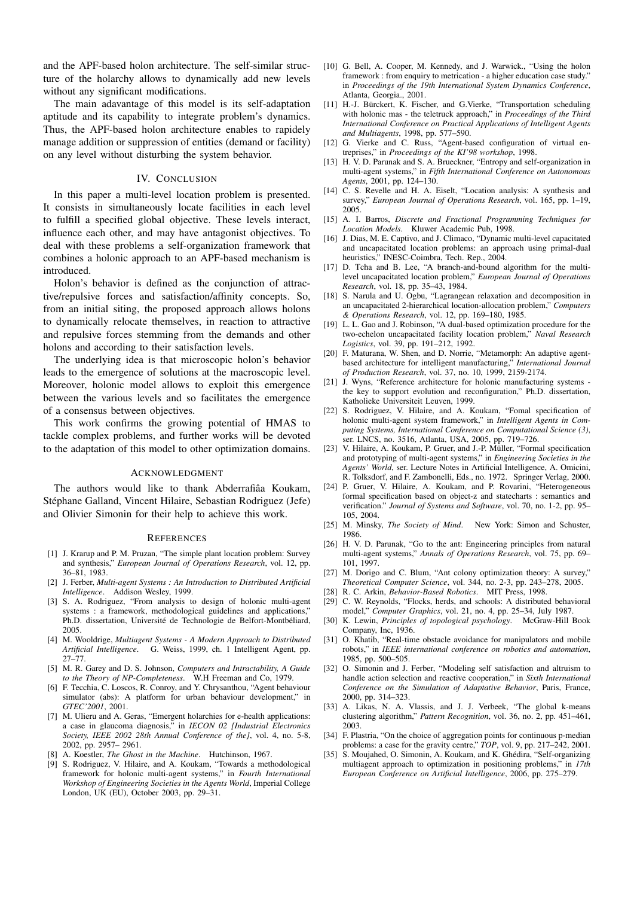and the APF-based holon architecture. The self-similar structure of the holarchy allows to dynamically add new levels without any significant modifications.

The main adavantage of this model is its self-adaptation aptitude and its capability to integrate problem's dynamics. Thus, the APF-based holon architecture enables to rapidely manage addition or suppression of entities (demand or facility) on any level without disturbing the system behavior.

## IV. Conclusion

In this paper a multi-level location problem is presented. It consists in simultaneously locate facilities in each level to fulfill a specified global objective. These levels interact, influence each other, and may have antagonist objectives. To deal with these problems a self-organization framework that combines a holonic approach to an APF-based mechanism is introduced.

Holon's behavior is defined as the conjunction of attractive/repulsive forces and satisfaction/affinity concepts. So, from an initial siting, the proposed approach allows holons to dynamically relocate themselves, in reaction to attractive and repulsive forces stemming from the demands and other holons and according to their satisfaction levels.

The underlying idea is that microscopic holon's behavior leads to the emergence of solutions at the macroscopic level. Moreover, holonic model allows to exploit this emergence between the various levels and so facilitates the emergence of a consensus between objectives.

This work confirms the growing potential of HMAS to tackle complex problems, and further works will be devoted to the adaptation of this model to other optimization domains.

## Acknowledgment

The authors would like to thank Abderrafiâa Koukam, Stéphane Galland, Vincent Hilaire, Sebastian Rodriguez (Jefe) and Olivier Simonin for their help to achieve this work.

## References

[1] J. Krarup and P. M. Pruzan, "The simple plant location problem: Survey and synthesis," *European Journal of Operations Research*, vol. 12, pp. 36–81, 1983.

[2] J. Ferber, *Multi-agent Systems : An Introduction to Distributed Artificial Intelligence*. Addison Wesley, 1999.

[3] S. A. Rodriguez, "From analysis to design of holonic multi-agent systems : a framework, methodological guidelines and applications," Ph.D. dissertation, Université de Technologie de Belfort-Montbéliard, 2005.

[4] M. Wooldrige, *Multiagent Systems - A Modern Approach to Distributed Artificial Intelligence*. G. Weiss, 1999, ch. 1 Intelligent Agent, pp. 27–77.

[5] M. R. Garey and D. S. Johnson, *Computers and Intractability, A Guide to the Theory of NP-Completeness*. W.H Freeman and Co, 1979.

[6] F. Tecchia, C. Loscos, R. Conroy, and Y. Chrysanthou, "Agent behaviour simulator (abs): A platform for urban behaviour development," in *GTEC'2001*, 2001.

[7] M. Ulieru and A. Geras, "Emergent holarchies for e-health applications: a case in glaucoma diagnosis," in *IECON 02 [Industrial Electronics Society, IEEE 2002 28th Annual Conference of the]*, vol. 4, no. 5-8, 2002, pp. 2957– 2961.

[8] A. Koestler, *The Ghost in the Machine*. Hutchinson, 1967.

[9] S. Rodriguez, V. Hilaire, and A. Koukam, "Towards a methodological framework for holonic multi-agent systems," in *Fourth International Workshop of Engineering Societies in the Agents World*, Imperial College London, UK (EU), October 2003, pp. 29–31.

[10] G. Bell, A. Cooper, M. Kennedy, and J. Warwick., "Using the holon framework : from enquiry to metrication - a higher education case study." in *Proceedings of the 19th International System Dynamics Conference*, Atlanta, Georgia., 2001.

[11] H.-J. Bürckert, K. Fischer, and G.Vierke, "Transportation scheduling with holonic mas - the teletruck approach," in *Proceedings of the Third International Conference on Practical Applications of Intelligent Agents and Multiagents*, 1998, pp. 577–590.

[12] G. Vierke and C. Russ, "Agent-based configuration of virtual entreprises," in *Proceedings of the KI'98 workshop*, 1998.

[13] H. V. D. Parunak and S. A. Brueckner, "Entropy and self-organization in multi-agent systems," in *Fifth International Conference on Autonomous Agents*, 2001, pp. 124–130.

[14] C. S. Revelle and H. A. Eiselt, "Location analysis: A synthesis and survey," *European Journal of Operations Research*, vol. 165, pp. 1–19, 2005.

[15] A. I. Barros, *Discrete and Fractional Programming Techniques for Location Models*. Kluwer Academic Pub, 1998.

[16] J. Dias, M. E. Captivo, and J. Climaco, "Dynamic multi-level capacitated and uncapacitated location problems: an approach using primal-dual heuristics," INESC-Coimbra, Tech. Rep., 2004.

[17] D. Tcha and B. Lee, "A branch-and-bound algorithm for the multi-level uncapacitated location problem," *European Journal of Operations Research*, vol. 18, pp. 35–43, 1984.

[18] S. Narula and U. Ogbu, "Lagrangean relaxation and decomposition in an uncapacitated 2-hierarchical location-allocation problem," *Computers & Operations Research*, vol. 12, pp. 169–180, 1985.

[19] L. L. Gao and J. Robinson, "A dual-based optimization procedure for the two-echelon uncapacitated facility location problem," *Naval Research Logistics*, vol. 39, pp. 191–212, 1992.

[20] F. Maturana, W. Shen, and D. Norrie, "Metamorph: An adaptive agent-based architecture for intelligent manufacturing," *International Journal of Production Research*, vol. 37, no. 10, 1999, 2159-2174.

[21] J. Wyns, "Reference architecture for holonic manufacturing systems - the key to support evolution and reconfiguration," Ph.D. dissertation, Katholieke Universiteit Leuven, 1999.

[22] S. Rodriguez, V. Hilaire, and A. Koukam, "Fomal specification of holonic multi-agent system framework," in *Intelligent Agents in Computing Systems, International Conference on Computational Science (3)*, ser. LNCS, no. 3516, Atlanta, USA, 2005, pp. 719–726.

[23] V. Hilaire, A. Koukam, P. Gruer, and J.-P. Müller, "Formal specification and prototyping of multi-agent systems," in *Engineering Societies in the Agents' World*, ser. Lecture Notes in Artificial Intelligence, A. Omicini, R. Tolksdorf, and F. Zambonelli, Eds., no. 1972. Springer Verlag, 2000.

[24] P. Gruer, V. Hilaire, A. Koukam, and P. Rovarini, "Heterogeneous formal specification based on object-z and statecharts : semantics and verification." *Journal of Systems and Software*, vol. 70, no. 1-2, pp. 95–105, 2004.

[25] M. Minsky, *The Society of Mind*. New York: Simon and Schuster, 1986.

[26] H. V. D. Parunak, "Go to the ant: Engineering principles from natural multi-agent systems," *Annals of Operations Research*, vol. 75, pp. 69–101, 1997.

[27] M. Dorigo and C. Blum, "Ant colony optimization theory: A survey," *Theoretical Computer Science*, vol. 344, no. 2-3, pp. 243–278, 2005.

[28] R. C. Arkin, *Behavior-Based Robotics*. MIT Press, 1998.

[29] C. W. Reynolds, "Flocks, herds, and schools: A distributed behavioral model," *Computer Graphics*, vol. 21, no. 4, pp. 25–34, July 1987.

[30] K. Lewin, *Principles of topological psychology*. McGraw-Hill Book Company, Inc, 1936.

[31] O. Khatib, "Real-time obstacle avoidance for manipulators and mobile robots," in *IEEE international conference on robotics and automation*, 1985, pp. 500–505.

[32] O. Simonin and J. Ferber, "Modeling self satisfaction and altruism to handle action selection and reactive cooperation," in *Sixth International Conference on the Simulation of Adaptative Behavior*, Paris, France, 2000, pp. 314–323.

[33] A. Likas, N. A. Vlassis, and J. J. Verbeek, "The global k-means clustering algorithm," *Pattern Recognition*, vol. 36, no. 2, pp. 451–461, 2003.

[34] F. Plastria, "On the choice of aggregation points for continuous p-median problems: a case for the gravity centre," *TOP*, vol. 9, pp. 217–242, 2001.

[35] S. Moujahed, O. Simonin, A. Koukam, and K. Ghédira, "Self-organizing multiagent approach to optimization in positioning problems," in *17th European Conference on Artificial Intelligence*, 2006, pp. 275–279.